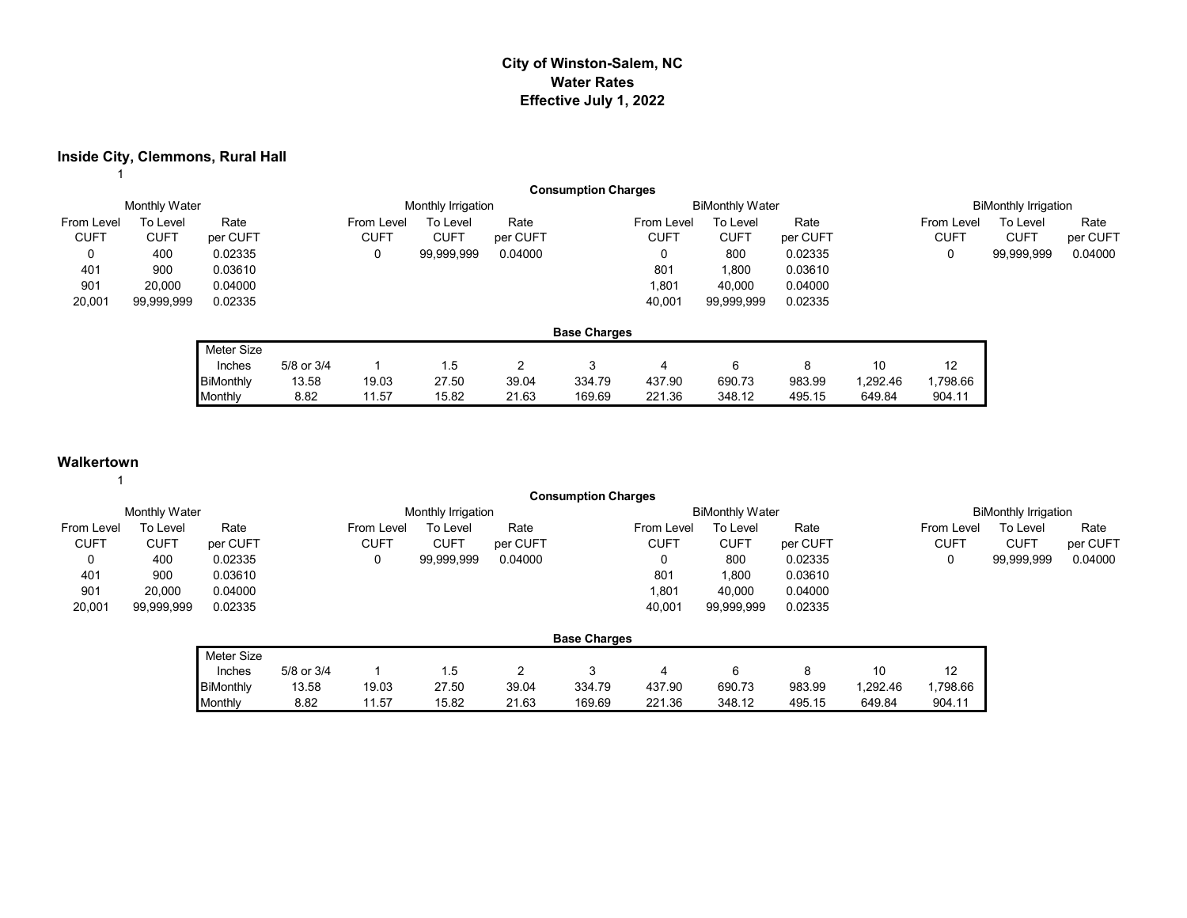# City of Winston-Salem, NC
## Water Rates
## Effective July 1, 2022

### Inside City, Clemmons, Rural Hall

1

**Consumption Charges**

| Monthly Water | | | Monthly Irrigation | | | BiMonthly Water | | | BiMonthly Irrigation | | |
|---|---|---|---|---|---|---|---|---|---|---|---|
| From Level CUFT | To Level CUFT | Rate per CUFT | From Level CUFT | To Level CUFT | Rate per CUFT | From Level CUFT | To Level CUFT | Rate per CUFT | From Level CUFT | To Level CUFT | Rate per CUFT |
| 0 | 400 | 0.02335 | 0 | 99,999,999 | 0.04000 | 0 | 800 | 0.02335 | 0 | 99,999,999 | 0.04000 |
| 401 | 900 | 0.03610 | | | | 801 | 1,800 | 0.03610 | | | |
| 901 | 20,000 | 0.04000 | | | | 1,801 | 40,000 | 0.04000 | | | |
| 20,001 | 99,999,999 | 0.02335 | | | | 40,001 | 99,999,999 | 0.02335 | | | |

**Base Charges**

| Meter Size Inches | 5/8 or 3/4 | 1 | 1.5 | 2 | 3 | 4 | 6 | 8 | 10 | 12 |
|---|---|---|---|---|---|---|---|---|---|---|
| BiMonthly | 13.58 | 19.03 | 27.50 | 39.04 | 334.79 | 437.90 | 690.73 | 983.99 | 1,292.46 | 1,798.66 |
| Monthly | 8.82 | 11.57 | 15.82 | 21.63 | 169.69 | 221.36 | 348.12 | 495.15 | 649.84 | 904.11 |

### Walkertown

1

**Consumption Charges**

| Monthly Water | | | Monthly Irrigation | | | BiMonthly Water | | | BiMonthly Irrigation | | |
|---|---|---|---|---|---|---|---|---|---|---|---|
| From Level CUFT | To Level CUFT | Rate per CUFT | From Level CUFT | To Level CUFT | Rate per CUFT | From Level CUFT | To Level CUFT | Rate per CUFT | From Level CUFT | To Level CUFT | Rate per CUFT |
| 0 | 400 | 0.02335 | 0 | 99,999,999 | 0.04000 | 0 | 800 | 0.02335 | 0 | 99,999,999 | 0.04000 |
| 401 | 900 | 0.03610 | | | | 801 | 1,800 | 0.03610 | | | |
| 901 | 20,000 | 0.04000 | | | | 1,801 | 40,000 | 0.04000 | | | |
| 20,001 | 99,999,999 | 0.02335 | | | | 40,001 | 99,999,999 | 0.02335 | | | |

**Base Charges**

| Meter Size Inches | 5/8 or 3/4 | 1 | 1.5 | 2 | 3 | 4 | 6 | 8 | 10 | 12 |
|---|---|---|---|---|---|---|---|---|---|---|
| BiMonthly | 13.58 | 19.03 | 27.50 | 39.04 | 334.79 | 437.90 | 690.73 | 983.99 | 1,292.46 | 1,798.66 |
| Monthly | 8.82 | 11.57 | 15.82 | 21.63 | 169.69 | 221.36 | 348.12 | 495.15 | 649.84 | 904.11 |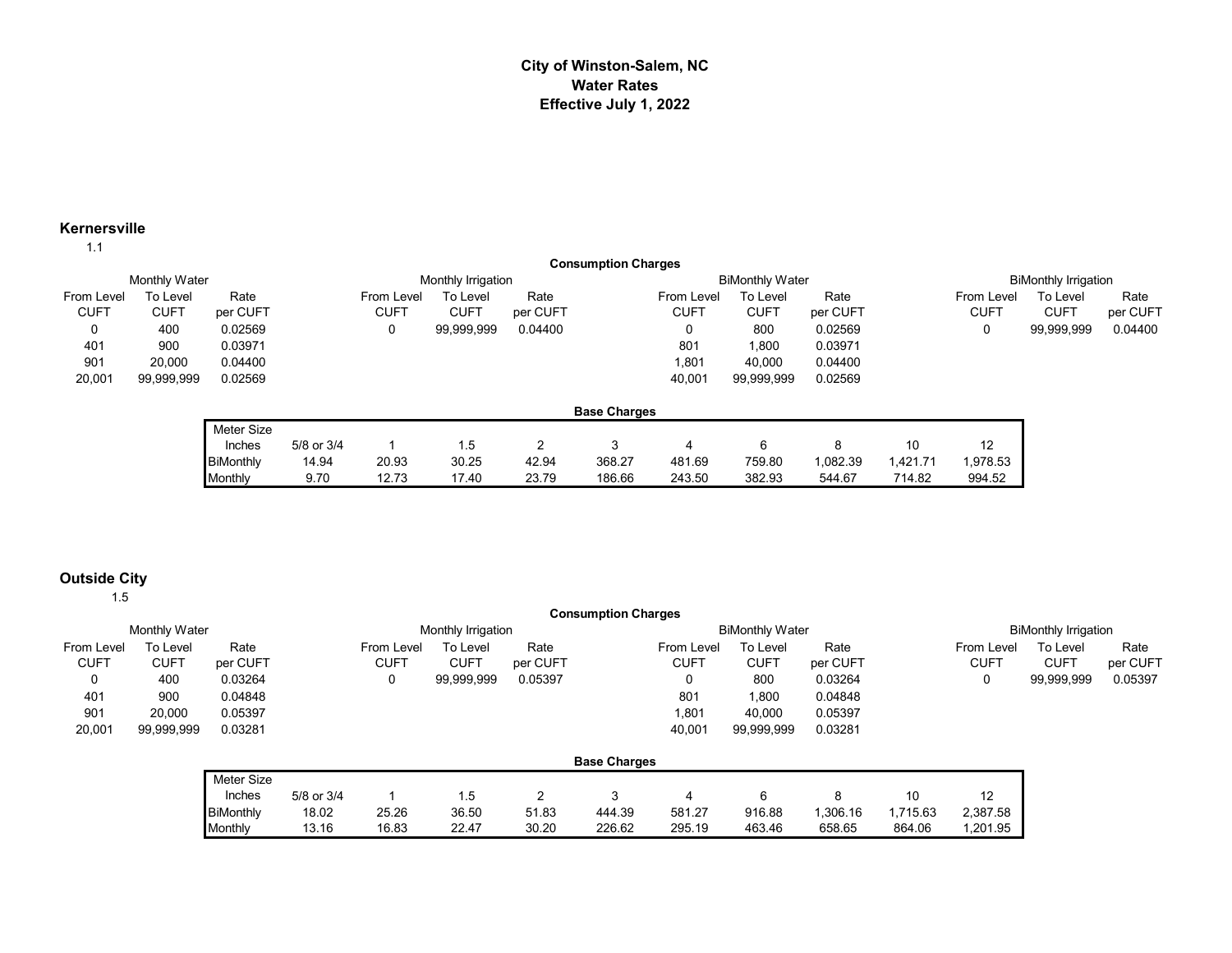# City of Winston-Salem, NC
## Water Rates
## Effective July 1, 2022

### Kernersville

1.1

**Consumption Charges**

| Monthly Water | | | Monthly Irrigation | | | BiMonthly Water | | | BiMonthly Irrigation | | |
|---|---|---|---|---|---|---|---|---|---|---|---|
| From Level CUFT | To Level CUFT | Rate per CUFT | From Level CUFT | To Level CUFT | Rate per CUFT | From Level CUFT | To Level CUFT | Rate per CUFT | From Level CUFT | To Level CUFT | Rate per CUFT |
| 0 | 400 | 0.02569 | 0 | 99,999,999 | 0.04400 | 0 | 800 | 0.02569 | 0 | 99,999,999 | 0.04400 |
| 401 | 900 | 0.03971 | | | | 801 | 1,800 | 0.03971 | | | |
| 901 | 20,000 | 0.04400 | | | | 1,801 | 40,000 | 0.04400 | | | |
| 20,001 | 99,999,999 | 0.02569 | | | | 40,001 | 99,999,999 | 0.02569 | | | |

**Base Charges**

| Meter Size Inches | 5/8 or 3/4 | 1 | 1.5 | 2 | 3 | 4 | 6 | 8 | 10 | 12 |
|---|---|---|---|---|---|---|---|---|---|---|
| BiMonthly | 14.94 | 20.93 | 30.25 | 42.94 | 368.27 | 481.69 | 759.80 | 1,082.39 | 1,421.71 | 1,978.53 |
| Monthly | 9.70 | 12.73 | 17.40 | 23.79 | 186.66 | 243.50 | 382.93 | 544.67 | 714.82 | 994.52 |

### Outside City

1.5

**Consumption Charges**

| Monthly Water | | | Monthly Irrigation | | | BiMonthly Water | | | BiMonthly Irrigation | | |
|---|---|---|---|---|---|---|---|---|---|---|---|
| From Level CUFT | To Level CUFT | Rate per CUFT | From Level CUFT | To Level CUFT | Rate per CUFT | From Level CUFT | To Level CUFT | Rate per CUFT | From Level CUFT | To Level CUFT | Rate per CUFT |
| 0 | 400 | 0.03264 | 0 | 99,999,999 | 0.05397 | 0 | 800 | 0.03264 | 0 | 99,999,999 | 0.05397 |
| 401 | 900 | 0.04848 | | | | 801 | 1,800 | 0.04848 | | | |
| 901 | 20,000 | 0.05397 | | | | 1,801 | 40,000 | 0.05397 | | | |
| 20,001 | 99,999,999 | 0.03281 | | | | 40,001 | 99,999,999 | 0.03281 | | | |

**Base Charges**

| Meter Size Inches | 5/8 or 3/4 | 1 | 1.5 | 2 | 3 | 4 | 6 | 8 | 10 | 12 |
|---|---|---|---|---|---|---|---|---|---|---|
| BiMonthly | 18.02 | 25.26 | 36.50 | 51.83 | 444.39 | 581.27 | 916.88 | 1,306.16 | 1,715.63 | 2,387.58 |
| Monthly | 13.16 | 16.83 | 22.47 | 30.20 | 226.62 | 295.19 | 463.46 | 658.65 | 864.06 | 1,201.95 |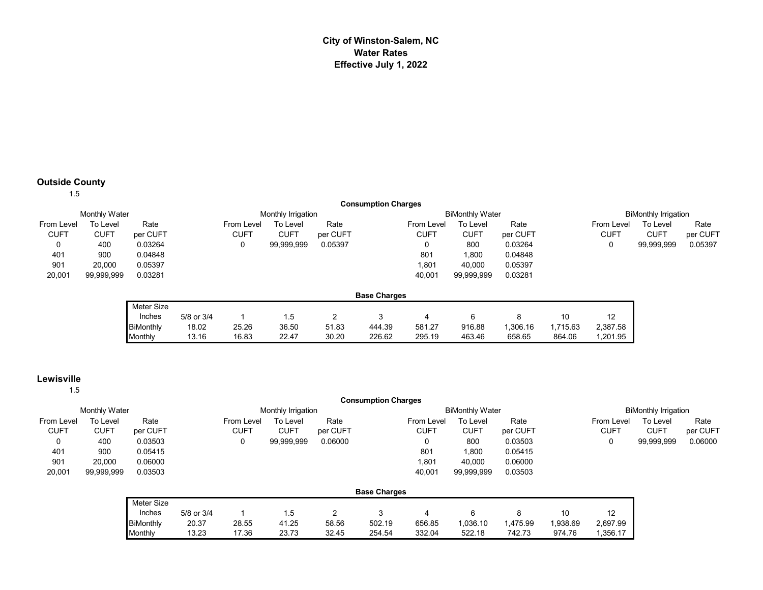**City of Winston-Salem, NC**
**Water Rates**
**Effective July 1, 2022**

## Outside County

1.5

### Consumption Charges

| Monthly Water | | | Monthly Irrigation | | | BiMonthly Water | | | BiMonthly Irrigation | | |
|---|---|---|---|---|---|---|---|---|---|---|---|
| From Level CUFT | To Level CUFT | Rate per CUFT | From Level CUFT | To Level CUFT | Rate per CUFT | From Level CUFT | To Level CUFT | Rate per CUFT | From Level CUFT | To Level CUFT | Rate per CUFT |
| 0 | 400 | 0.03264 | 0 | 99,999,999 | 0.05397 | 0 | 800 | 0.03264 | 0 | 99,999,999 | 0.05397 |
| 401 | 900 | 0.04848 | | | | 801 | 1,800 | 0.04848 | | | |
| 901 | 20,000 | 0.05397 | | | | 1,801 | 40,000 | 0.05397 | | | |
| 20,001 | 99,999,999 | 0.03281 | | | | 40,001 | 99,999,999 | 0.03281 | | | |

### Base Charges

| Meter Size Inches | 5/8 or 3/4 | 1 | 1.5 | 2 | 3 | 4 | 6 | 8 | 10 | 12 |
|---|---|---|---|---|---|---|---|---|---|---|
| BiMonthly | 18.02 | 25.26 | 36.50 | 51.83 | 444.39 | 581.27 | 916.88 | 1,306.16 | 1,715.63 | 2,387.58 |
| Monthly | 13.16 | 16.83 | 22.47 | 30.20 | 226.62 | 295.19 | 463.46 | 658.65 | 864.06 | 1,201.95 |

## Lewisville

1.5

### Consumption Charges

| Monthly Water | | | Monthly Irrigation | | | BiMonthly Water | | | BiMonthly Irrigation | | |
|---|---|---|---|---|---|---|---|---|---|---|---|
| From Level CUFT | To Level CUFT | Rate per CUFT | From Level CUFT | To Level CUFT | Rate per CUFT | From Level CUFT | To Level CUFT | Rate per CUFT | From Level CUFT | To Level CUFT | Rate per CUFT |
| 0 | 400 | 0.03503 | 0 | 99,999,999 | 0.06000 | 0 | 800 | 0.03503 | 0 | 99,999,999 | 0.06000 |
| 401 | 900 | 0.05415 | | | | 801 | 1,800 | 0.05415 | | | |
| 901 | 20,000 | 0.06000 | | | | 1,801 | 40,000 | 0.06000 | | | |
| 20,001 | 99,999,999 | 0.03503 | | | | 40,001 | 99,999,999 | 0.03503 | | | |

### Base Charges

| Meter Size Inches | 5/8 or 3/4 | 1 | 1.5 | 2 | 3 | 4 | 6 | 8 | 10 | 12 |
|---|---|---|---|---|---|---|---|---|---|---|
| BiMonthly | 20.37 | 28.55 | 41.25 | 58.56 | 502.19 | 656.85 | 1,036.10 | 1,475.99 | 1,938.69 | 2,697.99 |
| Monthly | 13.23 | 17.36 | 23.73 | 32.45 | 254.54 | 332.04 | 522.18 | 742.73 | 974.76 | 1,356.17 |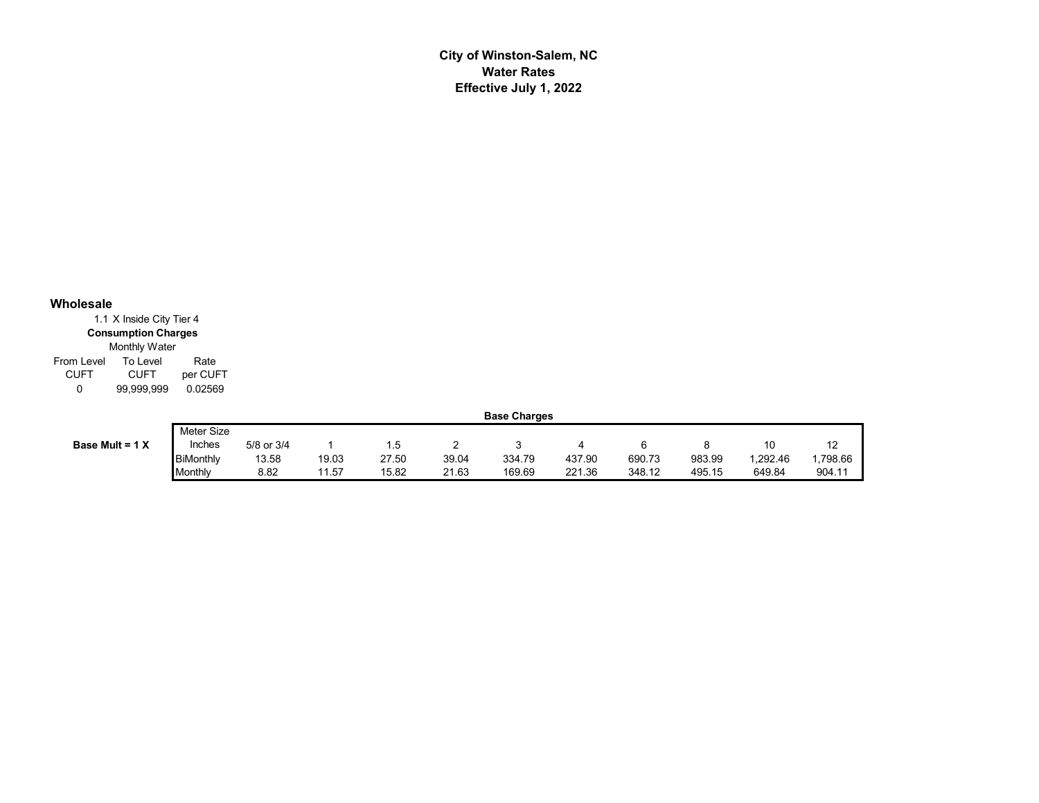**City of Winston-Salem, NC**
**Water Rates**
**Effective July 1, 2022**

## Wholesale

1.1 X Inside City Tier 4

**Consumption Charges**

Monthly Water

| From Level CUFT | To Level CUFT | Rate per CUFT |
| --- | --- | --- |
| 0 | 99,999,999 | 0.02569 |

**Base Charges**

**Base Mult = 1 X**

| Meter Size Inches | 5/8 or 3/4 | 1 | 1.5 | 2 | 3 | 4 | 6 | 8 | 10 | 12 |
| --- | --- | --- | --- | --- | --- | --- | --- | --- | --- | --- |
| BiMonthly | 13.58 | 19.03 | 27.50 | 39.04 | 334.79 | 437.90 | 690.73 | 983.99 | 1,292.46 | 1,798.66 |
| Monthly | 8.82 | 11.57 | 15.82 | 21.63 | 169.69 | 221.36 | 348.12 | 495.15 | 649.84 | 904.11 |